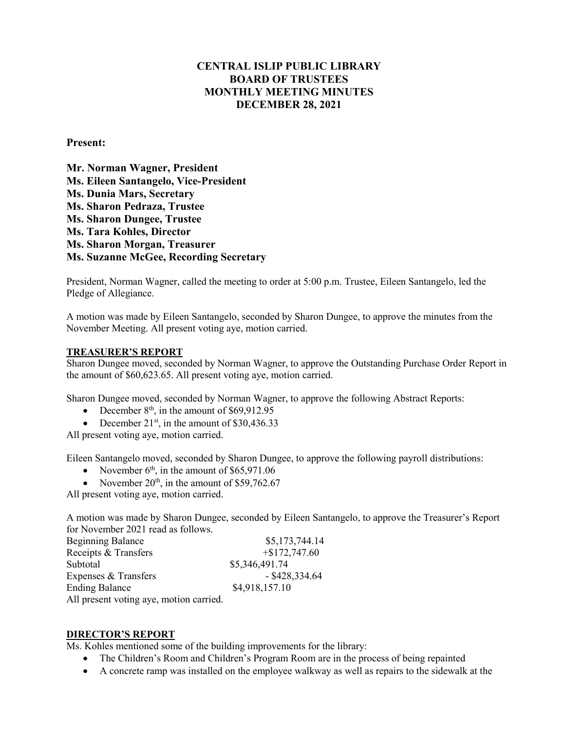# CENTRAL ISLIP PUBLIC LIBRARY
# BOARD OF TRUSTEES
# MONTHLY MEETING MINUTES
# DECEMBER 28, 2021

**Present:**

**Mr. Norman Wagner, President**
**Ms. Eileen Santangelo, Vice-President**
**Ms. Dunia Mars, Secretary**
**Ms. Sharon Pedraza, Trustee**
**Ms. Sharon Dungee, Trustee**
**Ms. Tara Kohles, Director**
**Ms. Sharon Morgan, Treasurer**
**Ms. Suzanne McGee, Recording Secretary**

President, Norman Wagner, called the meeting to order at 5:00 p.m. Trustee, Eileen Santangelo, led the Pledge of Allegiance.

A motion was made by Eileen Santangelo, seconded by Sharon Dungee, to approve the minutes from the November Meeting. All present voting aye, motion carried.

## TREASURER'S REPORT

Sharon Dungee moved, seconded by Norman Wagner, to approve the Outstanding Purchase Order Report in the amount of $60,623.65. All present voting aye, motion carried.

Sharon Dungee moved, seconded by Norman Wagner, to approve the following Abstract Reports:

- December 8th, in the amount of $69,912.95
- December 21st, in the amount of $30,436.33

All present voting aye, motion carried.

Eileen Santangelo moved, seconded by Sharon Dungee, to approve the following payroll distributions:

- November 6th, in the amount of $65,971.06
- November 20th, in the amount of $59,762.67

All present voting aye, motion carried.

A motion was made by Sharon Dungee, seconded by Eileen Santangelo, to approve the Treasurer's Report for November 2021 read as follows.

| | |
|---|---|
| Beginning Balance | $5,173,744.14 |
| Receipts & Transfers | +$172,747.60 |
| Subtotal | $5,346,491.74 |
| Expenses & Transfers | - $428,334.64 |
| Ending Balance | $4,918,157.10 |

All present voting aye, motion carried.

## DIRECTOR'S REPORT

Ms. Kohles mentioned some of the building improvements for the library:

- The Children's Room and Children's Program Room are in the process of being repainted
- A concrete ramp was installed on the employee walkway as well as repairs to the sidewalk at the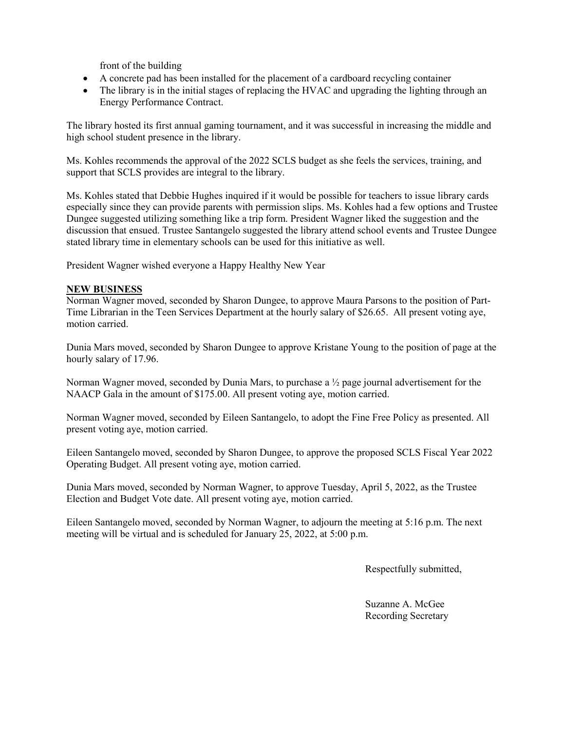front of the building

- A concrete pad has been installed for the placement of a cardboard recycling container
- The library is in the initial stages of replacing the HVAC and upgrading the lighting through an Energy Performance Contract.

The library hosted its first annual gaming tournament, and it was successful in increasing the middle and high school student presence in the library.

Ms. Kohles recommends the approval of the 2022 SCLS budget as she feels the services, training, and support that SCLS provides are integral to the library.

Ms. Kohles stated that Debbie Hughes inquired if it would be possible for teachers to issue library cards especially since they can provide parents with permission slips. Ms. Kohles had a few options and Trustee Dungee suggested utilizing something like a trip form. President Wagner liked the suggestion and the discussion that ensued. Trustee Santangelo suggested the library attend school events and Trustee Dungee stated library time in elementary schools can be used for this initiative as well.

President Wagner wished everyone a Happy Healthy New Year

**NEW BUSINESS**

Norman Wagner moved, seconded by Sharon Dungee, to approve Maura Parsons to the position of Part-Time Librarian in the Teen Services Department at the hourly salary of $26.65. All present voting aye, motion carried.

Dunia Mars moved, seconded by Sharon Dungee to approve Kristane Young to the position of page at the hourly salary of 17.96.

Norman Wagner moved, seconded by Dunia Mars, to purchase a ½ page journal advertisement for the NAACP Gala in the amount of $175.00. All present voting aye, motion carried.

Norman Wagner moved, seconded by Eileen Santangelo, to adopt the Fine Free Policy as presented. All present voting aye, motion carried.

Eileen Santangelo moved, seconded by Sharon Dungee, to approve the proposed SCLS Fiscal Year 2022 Operating Budget. All present voting aye, motion carried.

Dunia Mars moved, seconded by Norman Wagner, to approve Tuesday, April 5, 2022, as the Trustee Election and Budget Vote date. All present voting aye, motion carried.

Eileen Santangelo moved, seconded by Norman Wagner, to adjourn the meeting at 5:16 p.m. The next meeting will be virtual and is scheduled for January 25, 2022, at 5:00 p.m.

Respectfully submitted,

Suzanne A. McGee
Recording Secretary